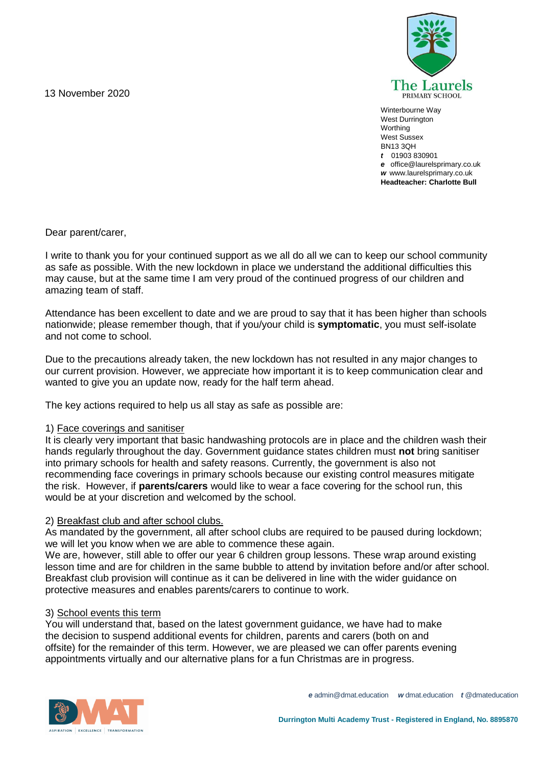13 November 2020

The Laurels
PRIMARY SCHOOL

Winterbourne Way
West Durrington
Worthing
West Sussex
BN13 3QH
*t* 01903 830901
*e* office@laurelsprimary.co.uk
*w* www.laurelsprimary.co.uk
**Headteacher: Charlotte Bull**

Dear parent/carer,

I write to thank you for your continued support as we all do all we can to keep our school community as safe as possible. With the new lockdown in place we understand the additional difficulties this may cause, but at the same time I am very proud of the continued progress of our children and amazing team of staff.

Attendance has been excellent to date and we are proud to say that it has been higher than schools nationwide; please remember though, that if you/your child is **symptomatic**, you must self-isolate and not come to school.

Due to the precautions already taken, the new lockdown has not resulted in any major changes to our current provision. However, we appreciate how important it is to keep communication clear and wanted to give you an update now, ready for the half term ahead.

The key actions required to help us all stay as safe as possible are:

1) <u>Face coverings and sanitiser</u>
It is clearly very important that basic handwashing protocols are in place and the children wash their hands regularly throughout the day. Government guidance states children must **not** bring sanitiser into primary schools for health and safety reasons. Currently, the government is also not recommending face coverings in primary schools because our existing control measures mitigate the risk. However, if **parents/carers** would like to wear a face covering for the school run, this would be at your discretion and welcomed by the school.

2) <u>Breakfast club and after school clubs.</u>
As mandated by the government, all after school clubs are required to be paused during lockdown; we will let you know when we are able to commence these again.
We are, however, still able to offer our year 6 children group lessons. These wrap around existing lesson time and are for children in the same bubble to attend by invitation before and/or after school. Breakfast club provision will continue as it can be delivered in line with the wider guidance on protective measures and enables parents/carers to continue to work.

3) <u>School events this term</u>
You will understand that, based on the latest government guidance, we have had to make the decision to suspend additional events for children, parents and carers (both on and offsite) for the remainder of this term. However, we are pleased we can offer parents evening appointments virtually and our alternative plans for a fun Christmas are in progress.

*e* admin@dmat.education *w* dmat.education *t* @dmateducation

**Durrington Multi Academy Trust - Registered in England, No. 8895870**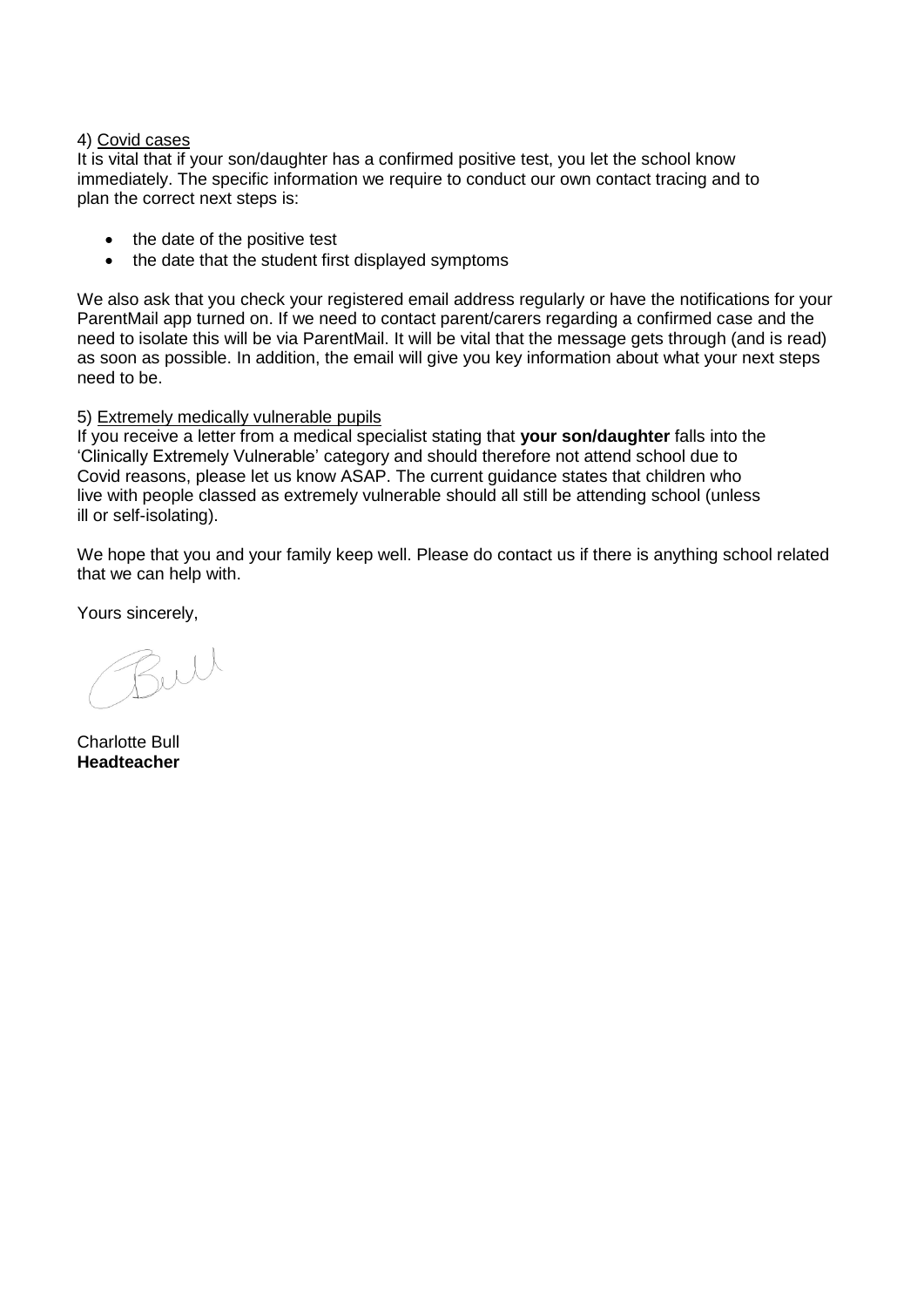4) Covid cases

It is vital that if your son/daughter has a confirmed positive test, you let the school know immediately. The specific information we require to conduct our own contact tracing and to plan the correct next steps is:

- the date of the positive test
- the date that the student first displayed symptoms

We also ask that you check your registered email address regularly or have the notifications for your ParentMail app turned on. If we need to contact parent/carers regarding a confirmed case and the need to isolate this will be via ParentMail. It will be vital that the message gets through (and is read) as soon as possible. In addition, the email will give you key information about what your next steps need to be.

5) Extremely medically vulnerable pupils

If you receive a letter from a medical specialist stating that **your son/daughter** falls into the 'Clinically Extremely Vulnerable' category and should therefore not attend school due to Covid reasons, please let us know ASAP. The current guidance states that children who live with people classed as extremely vulnerable should all still be attending school (unless ill or self-isolating).

We hope that you and your family keep well. Please do contact us if there is anything school related that we can help with.

Yours sincerely,

Charlotte Bull
**Headteacher**